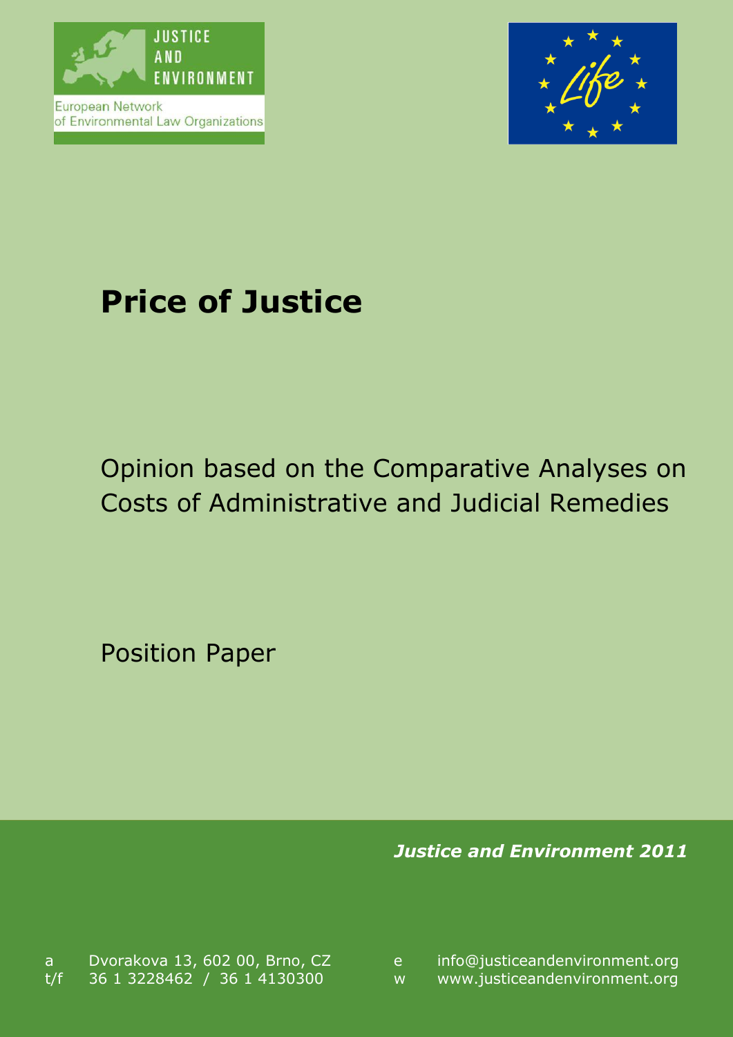JUSTICE AND ENVIRONMENT

European Network of Environmental Law Organizations

# Price of Justice

## Opinion based on the Comparative Analyses on Costs of Administrative and Judicial Remedies

Position Paper

***Justice and Environment 2011***

a Dvorakova 13, 602 00, Brno, CZ
t/f 36 1 3228462 / 36 1 4130300

e info@justiceandenvironment.org
w www.justiceandenvironment.org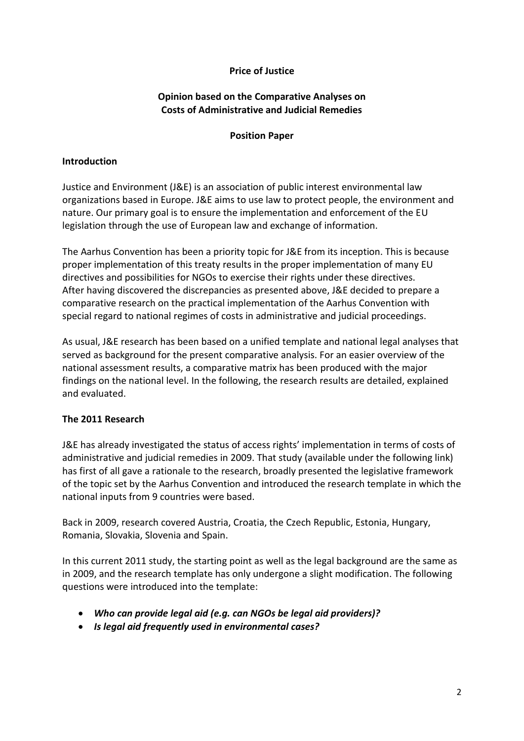**Price of Justice**

**Opinion based on the Comparative Analyses on Costs of Administrative and Judicial Remedies**

**Position Paper**

## Introduction

Justice and Environment (J&E) is an association of public interest environmental law organizations based in Europe. J&E aims to use law to protect people, the environment and nature. Our primary goal is to ensure the implementation and enforcement of the EU legislation through the use of European law and exchange of information.

The Aarhus Convention has been a priority topic for J&E from its inception. This is because proper implementation of this treaty results in the proper implementation of many EU directives and possibilities for NGOs to exercise their rights under these directives. After having discovered the discrepancies as presented above, J&E decided to prepare a comparative research on the practical implementation of the Aarhus Convention with special regard to national regimes of costs in administrative and judicial proceedings.

As usual, J&E research has been based on a unified template and national legal analyses that served as background for the present comparative analysis. For an easier overview of the national assessment results, a comparative matrix has been produced with the major findings on the national level. In the following, the research results are detailed, explained and evaluated.

## The 2011 Research

J&E has already investigated the status of access rights' implementation in terms of costs of administrative and judicial remedies in 2009. That study (available under the following link) has first of all gave a rationale to the research, broadly presented the legislative framework of the topic set by the Aarhus Convention and introduced the research template in which the national inputs from 9 countries were based.

Back in 2009, research covered Austria, Croatia, the Czech Republic, Estonia, Hungary, Romania, Slovakia, Slovenia and Spain.

In this current 2011 study, the starting point as well as the legal background are the same as in 2009, and the research template has only undergone a slight modification. The following questions were introduced into the template:

- ***Who can provide legal aid (e.g. can NGOs be legal aid providers)?***
- ***Is legal aid frequently used in environmental cases?***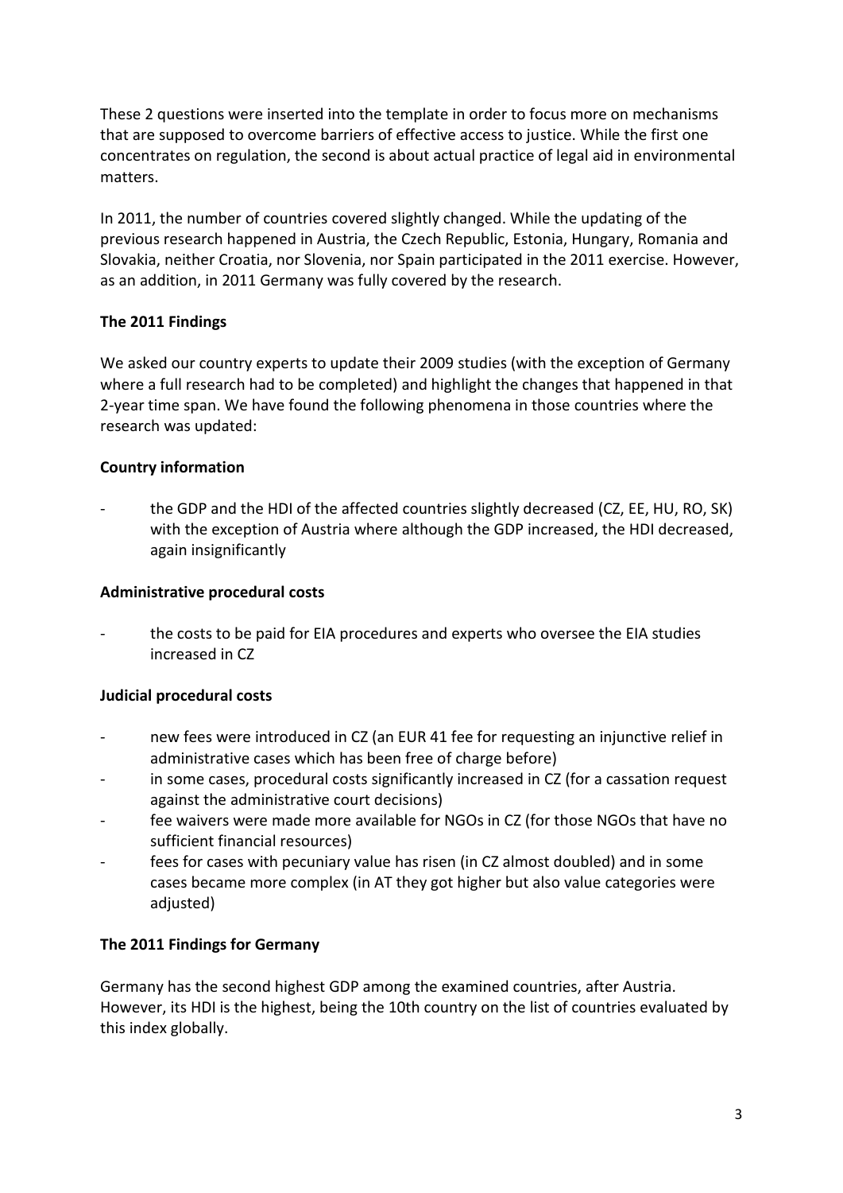These 2 questions were inserted into the template in order to focus more on mechanisms that are supposed to overcome barriers of effective access to justice. While the first one concentrates on regulation, the second is about actual practice of legal aid in environmental matters.

In 2011, the number of countries covered slightly changed. While the updating of the previous research happened in Austria, the Czech Republic, Estonia, Hungary, Romania and Slovakia, neither Croatia, nor Slovenia, nor Spain participated in the 2011 exercise. However, as an addition, in 2011 Germany was fully covered by the research.

**The 2011 Findings**

We asked our country experts to update their 2009 studies (with the exception of Germany where a full research had to be completed) and highlight the changes that happened in that 2-year time span. We have found the following phenomena in those countries where the research was updated:

**Country information**

- the GDP and the HDI of the affected countries slightly decreased (CZ, EE, HU, RO, SK) with the exception of Austria where although the GDP increased, the HDI decreased, again insignificantly

**Administrative procedural costs**

- the costs to be paid for EIA procedures and experts who oversee the EIA studies increased in CZ

**Judicial procedural costs**

- new fees were introduced in CZ (an EUR 41 fee for requesting an injunctive relief in administrative cases which has been free of charge before)
- in some cases, procedural costs significantly increased in CZ (for a cassation request against the administrative court decisions)
- fee waivers were made more available for NGOs in CZ (for those NGOs that have no sufficient financial resources)
- fees for cases with pecuniary value has risen (in CZ almost doubled) and in some cases became more complex (in AT they got higher but also value categories were adjusted)

**The 2011 Findings for Germany**

Germany has the second highest GDP among the examined countries, after Austria. However, its HDI is the highest, being the 10th country on the list of countries evaluated by this index globally.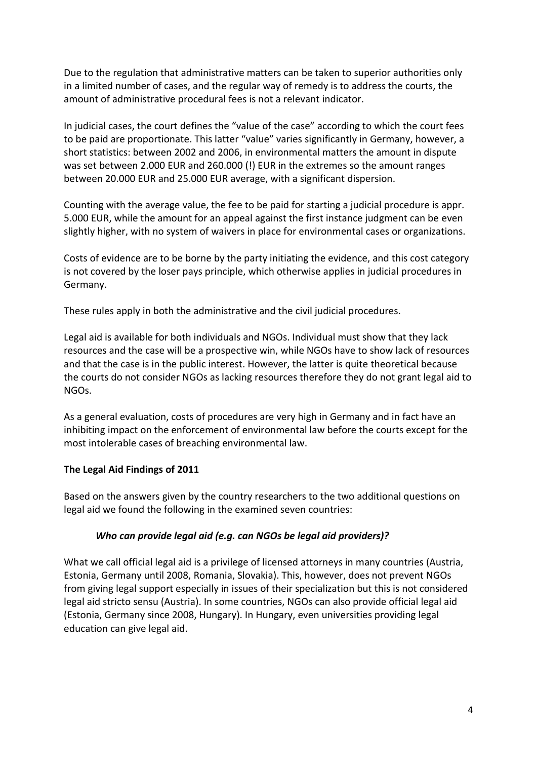Due to the regulation that administrative matters can be taken to superior authorities only in a limited number of cases, and the regular way of remedy is to address the courts, the amount of administrative procedural fees is not a relevant indicator.

In judicial cases, the court defines the "value of the case" according to which the court fees to be paid are proportionate. This latter "value" varies significantly in Germany, however, a short statistics: between 2002 and 2006, in environmental matters the amount in dispute was set between 2.000 EUR and 260.000 (!) EUR in the extremes so the amount ranges between 20.000 EUR and 25.000 EUR average, with a significant dispersion.

Counting with the average value, the fee to be paid for starting a judicial procedure is appr. 5.000 EUR, while the amount for an appeal against the first instance judgment can be even slightly higher, with no system of waivers in place for environmental cases or organizations.

Costs of evidence are to be borne by the party initiating the evidence, and this cost category is not covered by the loser pays principle, which otherwise applies in judicial procedures in Germany.

These rules apply in both the administrative and the civil judicial procedures.

Legal aid is available for both individuals and NGOs. Individual must show that they lack resources and the case will be a prospective win, while NGOs have to show lack of resources and that the case is in the public interest. However, the latter is quite theoretical because the courts do not consider NGOs as lacking resources therefore they do not grant legal aid to NGOs.

As a general evaluation, costs of procedures are very high in Germany and in fact have an inhibiting impact on the enforcement of environmental law before the courts except for the most intolerable cases of breaching environmental law.

**The Legal Aid Findings of 2011**

Based on the answers given by the country researchers to the two additional questions on legal aid we found the following in the examined seven countries:

***Who can provide legal aid (e.g. can NGOs be legal aid providers)?***

What we call official legal aid is a privilege of licensed attorneys in many countries (Austria, Estonia, Germany until 2008, Romania, Slovakia). This, however, does not prevent NGOs from giving legal support especially in issues of their specialization but this is not considered legal aid stricto sensu (Austria). In some countries, NGOs can also provide official legal aid (Estonia, Germany since 2008, Hungary). In Hungary, even universities providing legal education can give legal aid.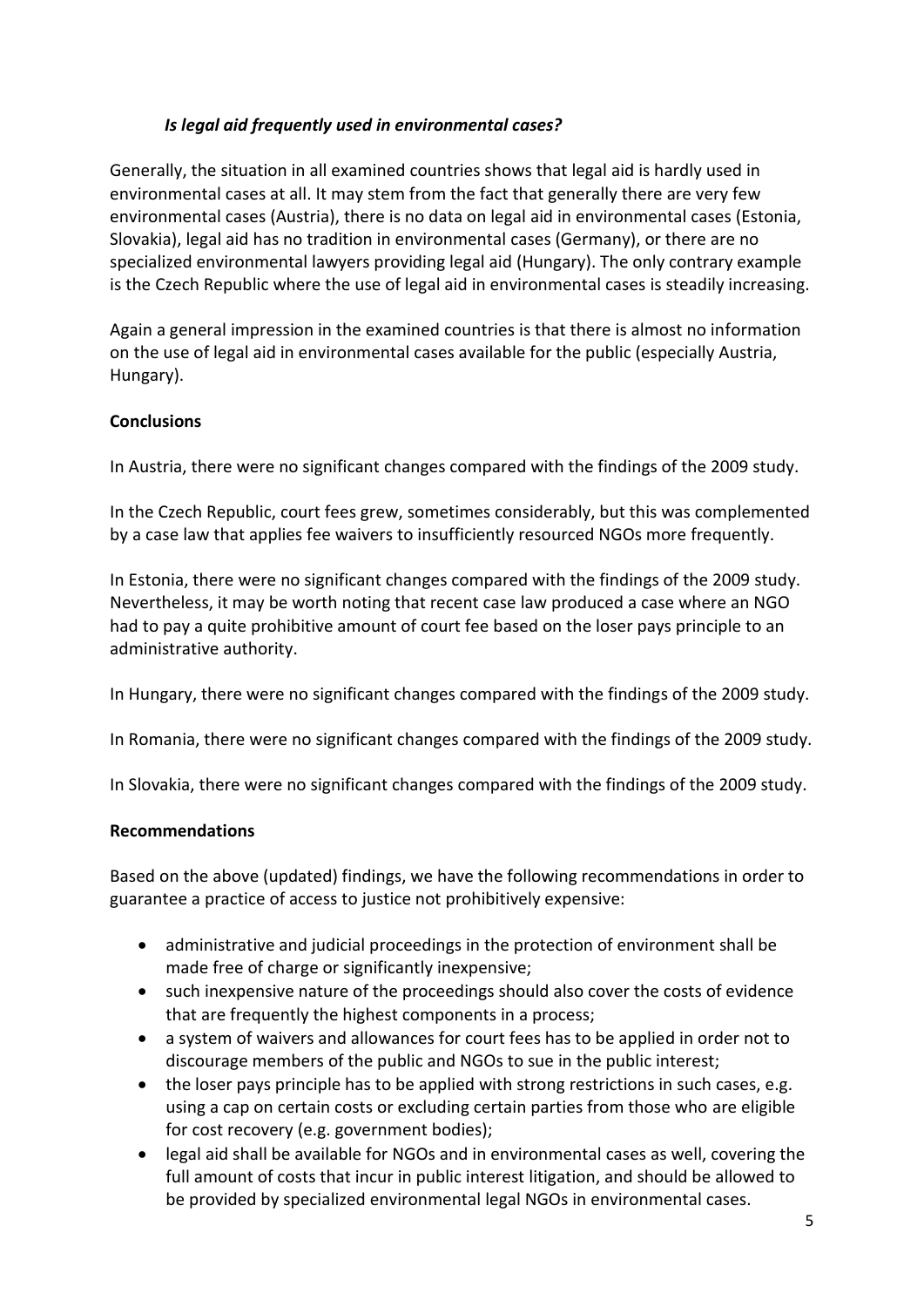### *Is legal aid frequently used in environmental cases?*

Generally, the situation in all examined countries shows that legal aid is hardly used in environmental cases at all. It may stem from the fact that generally there are very few environmental cases (Austria), there is no data on legal aid in environmental cases (Estonia, Slovakia), legal aid has no tradition in environmental cases (Germany), or there are no specialized environmental lawyers providing legal aid (Hungary). The only contrary example is the Czech Republic where the use of legal aid in environmental cases is steadily increasing.

Again a general impression in the examined countries is that there is almost no information on the use of legal aid in environmental cases available for the public (especially Austria, Hungary).

**Conclusions**

In Austria, there were no significant changes compared with the findings of the 2009 study.

In the Czech Republic, court fees grew, sometimes considerably, but this was complemented by a case law that applies fee waivers to insufficiently resourced NGOs more frequently.

In Estonia, there were no significant changes compared with the findings of the 2009 study. Nevertheless, it may be worth noting that recent case law produced a case where an NGO had to pay a quite prohibitive amount of court fee based on the loser pays principle to an administrative authority.

In Hungary, there were no significant changes compared with the findings of the 2009 study.

In Romania, there were no significant changes compared with the findings of the 2009 study.

In Slovakia, there were no significant changes compared with the findings of the 2009 study.

**Recommendations**

Based on the above (updated) findings, we have the following recommendations in order to guarantee a practice of access to justice not prohibitively expensive:

- administrative and judicial proceedings in the protection of environment shall be made free of charge or significantly inexpensive;
- such inexpensive nature of the proceedings should also cover the costs of evidence that are frequently the highest components in a process;
- a system of waivers and allowances for court fees has to be applied in order not to discourage members of the public and NGOs to sue in the public interest;
- the loser pays principle has to be applied with strong restrictions in such cases, e.g. using a cap on certain costs or excluding certain parties from those who are eligible for cost recovery (e.g. government bodies);
- legal aid shall be available for NGOs and in environmental cases as well, covering the full amount of costs that incur in public interest litigation, and should be allowed to be provided by specialized environmental legal NGOs in environmental cases.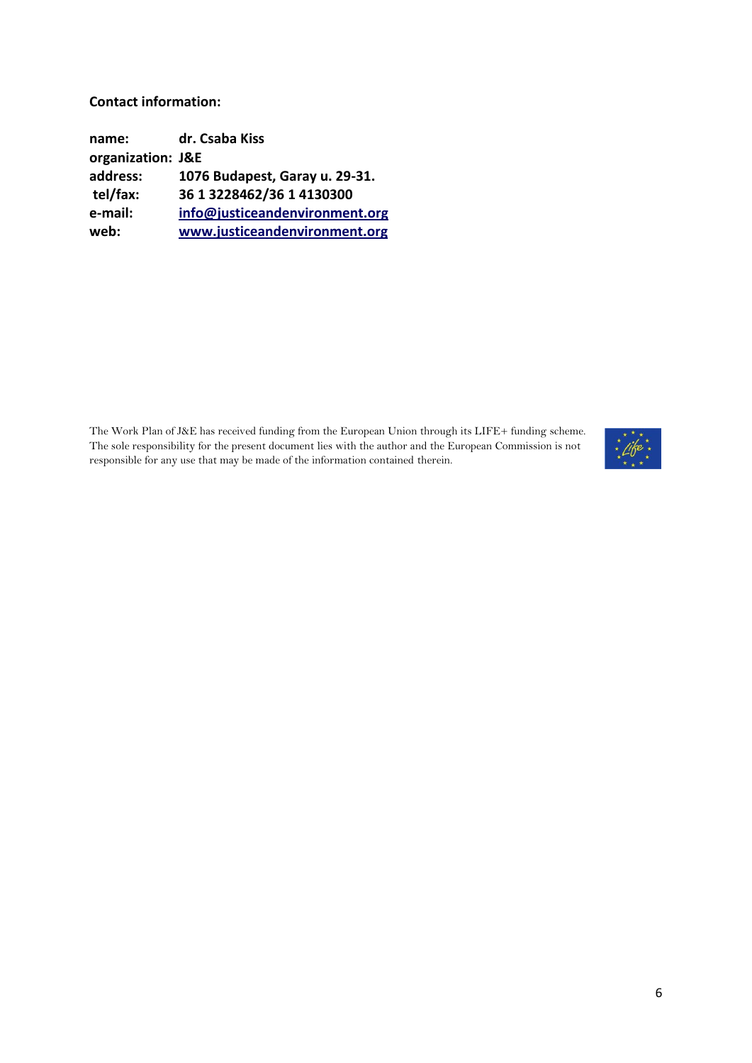**Contact information:**

**name:** dr. Csaba Kiss
**organization:** J&E
**address:** 1076 Budapest, Garay u. 29-31.
**tel/fax:** 36 1 3228462/36 1 4130300
**e-mail:** [info@justiceandenvironment.org](mailto:info@justiceandenvironment.org)
**web:** [www.justiceandenvironment.org](http://www.justiceandenvironment.org)

The Work Plan of J&E has received funding from the European Union through its LIFE+ funding scheme. The sole responsibility for the present document lies with the author and the European Commission is not responsible for any use that may be made of the information contained therein.